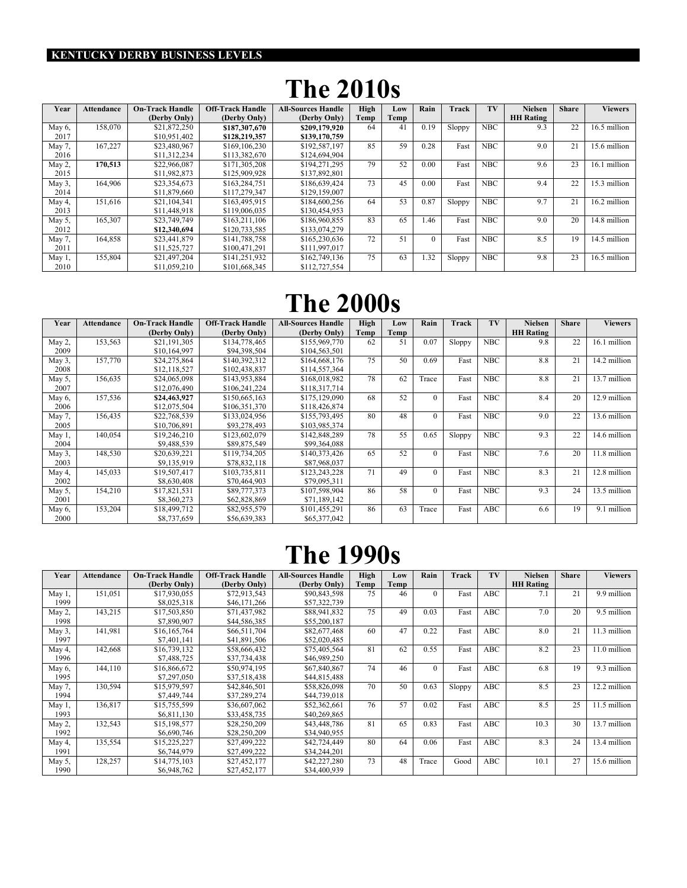**KENTUCKY DERBY BUSINESS LEVELS**

# The 2010s

| Year | Attendance | On-Track Handle (Derby Only) | Off-Track Handle (Derby Only) | All-Sources Handle (Derby Only) | High Temp | Low Temp | Rain | Track | TV | Nielsen HH Rating | Share | Viewers |
|---|---|---|---|---|---|---|---|---|---|---|---|---|
| May 6, 2017 | 158,070 | $21,872,250<br>$10,951,402 | **$187,307,670**<br>**$128,219,357** | **$209,179,920**<br>**$139,170,759** | 64 | 41 | 0.19 | Sloppy | NBC | 9.3 | 22 | 16.5 million |
| May 7, 2016 | 167,227 | $23,480,967<br>$11,312,234 | $169,106,230<br>$113,382,670 | $192,587,197<br>$124,694,904 | 85 | 59 | 0.28 | Fast | NBC | 9.0 | 21 | 15.6 million |
| May 2, 2015 | **170,513** | $22,966,087<br>$11,982,873 | $171,305,208<br>$125,909,928 | $194,271,295<br>$137,892,801 | 79 | 52 | 0.00 | Fast | NBC | 9.6 | 23 | 16.1 million |
| May 3, 2014 | 164,906 | $23,354,673<br>$11,879,660 | $163,284,751<br>$117,279,347 | $186,639,424<br>$129,159,007 | 73 | 45 | 0.00 | Fast | NBC | 9.4 | 22 | 15.3 million |
| May 4, 2013 | 151,616 | $21,104,341<br>$11,448,918 | $163,495,915<br>$119,006,035 | $184,600,256<br>$130,454,953 | 64 | 53 | 0.87 | Sloppy | NBC | 9.7 | 21 | 16.2 million |
| May 5, 2012 | 165,307 | $23,749,749<br>**$12,340,694** | $163,211,106<br>$120,733,585 | $186,960,855<br>$133,074,279 | 83 | 65 | 1.46 | Fast | NBC | 9.0 | 20 | 14.8 million |
| May 7, 2011 | 164,858 | $23,441,879<br>$11,525,727 | $141,788,758<br>$100,471,291 | $165,230,636<br>$111,997,017 | 72 | 51 | 0 | Fast | NBC | 8.5 | 19 | 14.5 million |
| May 1, 2010 | 155,804 | $21,497,204<br>$11,059,210 | $141,251,932<br>$101,668,345 | $162,749,136<br>$112,727,554 | 75 | 63 | 1.32 | Sloppy | NBC | 9.8 | 23 | 16.5 million |

# The 2000s

| Year | Attendance | On-Track Handle (Derby Only) | Off-Track Handle (Derby Only) | All-Sources Handle (Derby Only) | High Temp | Low Temp | Rain | Track | TV | Nielsen HH Rating | Share | Viewers |
|---|---|---|---|---|---|---|---|---|---|---|---|---|
| May 2, 2009 | 153,563 | $21,191,305<br>$10,164,997 | $134,778,465<br>$94,398,504 | $155,969,770<br>$104,563,501 | 62 | 51 | 0.07 | Sloppy | NBC | 9.8 | 22 | 16.1 million |
| May 3, 2008 | 157,770 | $24,275,864<br>$12,118,527 | $140,392,312<br>$102,438,837 | $164,668,176<br>$114,557,364 | 75 | 50 | 0.69 | Fast | NBC | 8.8 | 21 | 14.2 million |
| May 5, 2007 | 156,635 | $24,065,098<br>$12,076,490 | $143,953,884<br>$106,241,224 | $168,018,982<br>$118,317,714 | 78 | 62 | Trace | Fast | NBC | 8.8 | 21 | 13.7 million |
| May 6, 2006 | 157,536 | **$24,463,927**<br>$12,075,504 | $150,665,163<br>$106,351,370 | $175,129,090<br>$118,426,874 | 68 | 52 | 0 | Fast | NBC | 8.4 | 20 | 12.9 million |
| May 7, 2005 | 156,435 | $22,768,539<br>$10,706,891 | $133,024,956<br>$93,278,493 | $155,793,495<br>$103,985,374 | 80 | 48 | 0 | Fast | NBC | 9.0 | 22 | 13.6 million |
| May 1, 2004 | 140,054 | $19,246,210<br>$9,488,539 | $123,602,079<br>$89,875,549 | $142,848,289<br>$99,364,088 | 78 | 55 | 0.65 | Sloppy | NBC | 9.3 | 22 | 14.6 million |
| May 3, 2003 | 148,530 | $20,639,221<br>$9,135,919 | $119,734,205<br>$78,832,118 | $140,373,426<br>$87,968,037 | 65 | 52 | 0 | Fast | NBC | 7.6 | 20 | 11.8 million |
| May 4, 2002 | 145,033 | $19,507,417<br>$8,630,408 | $103,735,811<br>$70,464,903 | $123,243,228<br>$79,095,311 | 71 | 49 | 0 | Fast | NBC | 8.3 | 21 | 12.8 million |
| May 5, 2001 | 154,210 | $17,821,531<br>$8,360,273 | $89,777,373<br>$62,828,869 | $107,598,904<br>$71,189,142 | 86 | 58 | 0 | Fast | NBC | 9.3 | 24 | 13.5 million |
| May 6, 2000 | 153,204 | $18,499,712<br>$8,737,659 | $82,955,579<br>$56,639,383 | $101,455,291<br>$65,377,042 | 86 | 63 | Trace | Fast | ABC | 6.6 | 19 | 9.1 million |

# The 1990s

| Year | Attendance | On-Track Handle (Derby Only) | Off-Track Handle (Derby Only) | All-Sources Handle (Derby Only) | High Temp | Low Temp | Rain | Track | TV | Nielsen HH Rating | Share | Viewers |
|---|---|---|---|---|---|---|---|---|---|---|---|---|
| May 1, 1999 | 151,051 | $17,930,055<br>$8,025,318 | $72,913,543<br>$46,171,266 | $90,843,598<br>$57,322,739 | 75 | 46 | 0 | Fast | ABC | 7.1 | 21 | 9.9 million |
| May 2, 1998 | 143,215 | $17,503,850<br>$7,890,907 | $71,437,982<br>$44,586,385 | $88,941,832<br>$55,200,187 | 75 | 49 | 0.03 | Fast | ABC | 7.0 | 20 | 9.5 million |
| May 3, 1997 | 141,981 | $16,165,764<br>$7,401,141 | $66,511,704<br>$41,891,506 | $82,677,468<br>$52,020,485 | 60 | 47 | 0.22 | Fast | ABC | 8.0 | 21 | 11.3 million |
| May 4, 1996 | 142,668 | $16,739,132<br>$7,488,725 | $58,666,432<br>$37,734,438 | $75,405,564<br>$46,989,250 | 81 | 62 | 0.55 | Fast | ABC | 8.2 | 23 | 11.0 million |
| May 6, 1995 | 144,110 | $16,866,672<br>$7,297,050 | $50,974,195<br>$37,518,438 | $67,840,867<br>$44,815,488 | 74 | 46 | 0 | Fast | ABC | 6.8 | 19 | 9.3 million |
| May 7, 1994 | 130,594 | $15,979,597<br>$7,449,744 | $42,846,501<br>$37,289,274 | $58,826,098<br>$44,739,018 | 70 | 50 | 0.63 | Sloppy | ABC | 8.5 | 23 | 12.2 million |
| May 1, 1993 | 136,817 | $15,755,599<br>$6,811,130 | $36,607,062<br>$33,458,735 | $52,362,661<br>$40,269,865 | 76 | 57 | 0.02 | Fast | ABC | 8.5 | 25 | 11.5 million |
| May 2, 1992 | 132,543 | $15,198,577<br>$6,690,746 | $28,250,209<br>$28,250,209 | $43,448,786<br>$34,940,955 | 81 | 65 | 0.83 | Fast | ABC | 10.3 | 30 | 13.7 million |
| May 4, 1991 | 135,554 | $15,225,227<br>$6,744,979 | $27,499,222<br>$27,499,222 | $42,724,449<br>$34,244,201 | 80 | 64 | 0.06 | Fast | ABC | 8.3 | 24 | 13.4 million |
| May 5, 1990 | 128,257 | $14,775,103<br>$6,948,762 | $27,452,177<br>$27,452,177 | $42,227,280<br>$34,400,939 | 73 | 48 | Trace | Good | ABC | 10.1 | 27 | 15.6 million |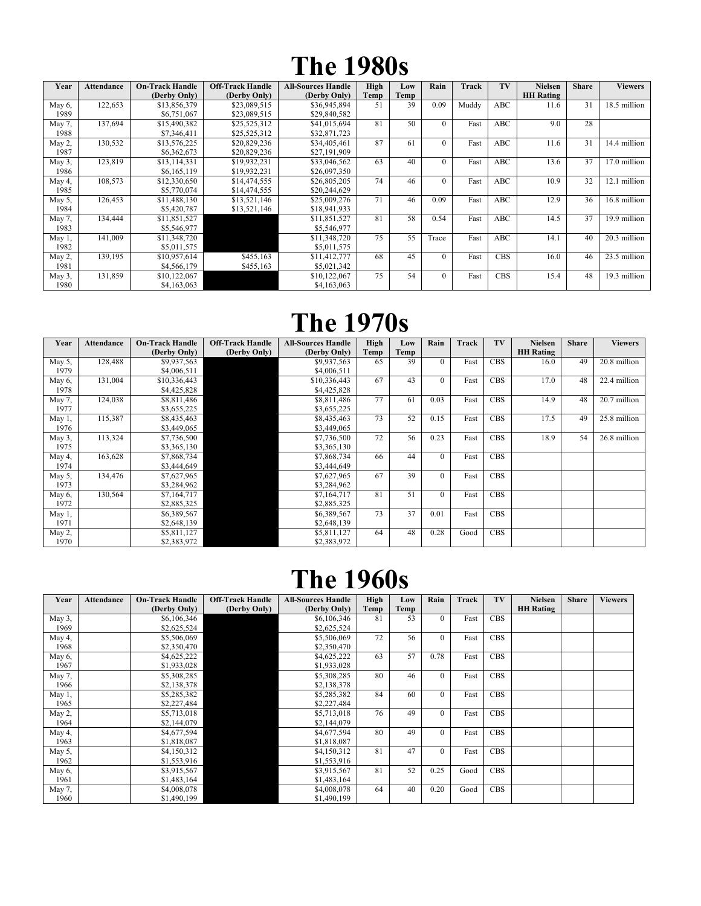# The 1980s

| Year | Attendance | On-Track Handle (Derby Only) | Off-Track Handle (Derby Only) | All-Sources Handle (Derby Only) | High Temp | Low Temp | Rain | Track | TV | Nielsen HH Rating | Share | Viewers |
|---|---|---|---|---|---|---|---|---|---|---|---|---|
| May 6, 1989 | 122,653 | $13,856,379 $6,751,067 | $23,089,515 $23,089,515 | $36,945,894 $29,840,582 | 51 | 39 | 0.09 | Muddy | ABC | 11.6 | 31 | 18.5 million |
| May 7, 1988 | 137,694 | $15,490,382 $7,346,411 | $25,525,312 $25,525,312 | $41,015,694 $32,871,723 | 81 | 50 | 0 | Fast | ABC | 9.0 | 28 | |
| May 2, 1987 | 130,532 | $13,576,225 $6,362,673 | $20,829,236 $20,829,236 | $34,405,461 $27,191,909 | 87 | 61 | 0 | Fast | ABC | 11.6 | 31 | 14.4 million |
| May 3, 1986 | 123,819 | $13,114,331 $6,165,119 | $19,932,231 $19,932,231 | $33,046,562 $26,097,350 | 63 | 40 | 0 | Fast | ABC | 13.6 | 37 | 17.0 million |
| May 4, 1985 | 108,573 | $12,330,650 $5,770,074 | $14,474,555 $14,474,555 | $26,805,205 $20,244,629 | 74 | 46 | 0 | Fast | ABC | 10.9 | 32 | 12.1 million |
| May 5, 1984 | 126,453 | $11,488,130 $5,420,787 | $13,521,146 $13,521,146 | $25,009,276 $18,941,933 | 71 | 46 | 0.09 | Fast | ABC | 12.9 | 36 | 16.8 million |
| May 7, 1983 | 134,444 | $11,851,527 $5,546,977 | | $11,851,527 $5,546,977 | 81 | 58 | 0.54 | Fast | ABC | 14.5 | 37 | 19.9 million |
| May 1, 1982 | 141,009 | $11,348,720 $5,011,575 | | $11,348,720 $5,011,575 | 75 | 55 | Trace | Fast | ABC | 14.1 | 40 | 20.3 million |
| May 2, 1981 | 139,195 | $10,957,614 $4,566,179 | $455,163 $455,163 | $11,412,777 $5,021,342 | 68 | 45 | 0 | Fast | CBS | 16.0 | 46 | 23.5 million |
| May 3, 1980 | 131,859 | $10,122,067 $4,163,063 | | $10,122,067 $4,163,063 | 75 | 54 | 0 | Fast | CBS | 15.4 | 48 | 19.3 million |

# The 1970s

| Year | Attendance | On-Track Handle (Derby Only) | Off-Track Handle (Derby Only) | All-Sources Handle (Derby Only) | High Temp | Low Temp | Rain | Track | TV | Nielsen HH Rating | Share | Viewers |
|---|---|---|---|---|---|---|---|---|---|---|---|---|
| May 5, 1979 | 128,488 | $9,937,563 $4,006,511 | | $9,937,563 $4,006,511 | 65 | 39 | 0 | Fast | CBS | 16.0 | 49 | 20.8 million |
| May 6, 1978 | 131,004 | $10,336,443 $4,425,828 | | $10,336,443 $4,425,828 | 67 | 43 | 0 | Fast | CBS | 17.0 | 48 | 22.4 million |
| May 7, 1977 | 124,038 | $8,811,486 $3,655,225 | | $8,811,486 $3,655,225 | 77 | 61 | 0.03 | Fast | CBS | 14.9 | 48 | 20.7 million |
| May 1, 1976 | 115,387 | $8,435,463 $3,449,065 | | $8,435,463 $3,449,065 | 73 | 52 | 0.15 | Fast | CBS | 17.5 | 49 | 25.8 million |
| May 3, 1975 | 113,324 | $7,736,500 $3,365,130 | | $7,736,500 $3,365,130 | 72 | 56 | 0.23 | Fast | CBS | 18.9 | 54 | 26.8 million |
| May 4, 1974 | 163,628 | $7,868,734 $3,444,649 | | $7,868,734 $3,444,649 | 66 | 44 | 0 | Fast | CBS | | | |
| May 5, 1973 | 134,476 | $7,627,965 $3,284,962 | | $7,627,965 $3,284,962 | 67 | 39 | 0 | Fast | CBS | | | |
| May 6, 1972 | 130,564 | $7,164,717 $2,885,325 | | $7,164,717 $2,885,325 | 81 | 51 | 0 | Fast | CBS | | | |
| May 1, 1971 | | $6,389,567 $2,648,139 | | $6,389,567 $2,648,139 | 73 | 37 | 0.01 | Fast | CBS | | | |
| May 2, 1970 | | $5,811,127 $2,383,972 | | $5,811,127 $2,383,972 | 64 | 48 | 0.28 | Good | CBS | | | |

# The 1960s

| Year | Attendance | On-Track Handle (Derby Only) | Off-Track Handle (Derby Only) | All-Sources Handle (Derby Only) | High Temp | Low Temp | Rain | Track | TV | Nielsen HH Rating | Share | Viewers |
|---|---|---|---|---|---|---|---|---|---|---|---|---|
| May 3, 1969 | | $6,106,346 $2,625,524 | | $6,106,346 $2,625,524 | 81 | 53 | 0 | Fast | CBS | | | |
| May 4, 1968 | | $5,506,069 $2,350,470 | | $5,506,069 $2,350,470 | 72 | 56 | 0 | Fast | CBS | | | |
| May 6, 1967 | | $4,625,222 $1,933,028 | | $4,625,222 $1,933,028 | 63 | 57 | 0.78 | Fast | CBS | | | |
| May 7, 1966 | | $5,308,285 $2,138,378 | | $5,308,285 $2,138,378 | 80 | 46 | 0 | Fast | CBS | | | |
| May 1, 1965 | | $5,285,382 $2,227,484 | | $5,285,382 $2,227,484 | 84 | 60 | 0 | Fast | CBS | | | |
| May 2, 1964 | | $5,713,018 $2,144,079 | | $5,713,018 $2,144,079 | 76 | 49 | 0 | Fast | CBS | | | |
| May 4, 1963 | | $4,677,594 $1,818,087 | | $4,677,594 $1,818,087 | 80 | 49 | 0 | Fast | CBS | | | |
| May 5, 1962 | | $4,150,312 $1,553,916 | | $4,150,312 $1,553,916 | 81 | 47 | 0 | Fast | CBS | | | |
| May 6, 1961 | | $3,915,567 $1,483,164 | | $3,915,567 $1,483,164 | 81 | 52 | 0.25 | Good | CBS | | | |
| May 7, 1960 | | $4,008,078 $1,490,199 | | $4,008,078 $1,490,199 | 64 | 40 | 0.20 | Good | CBS | | | |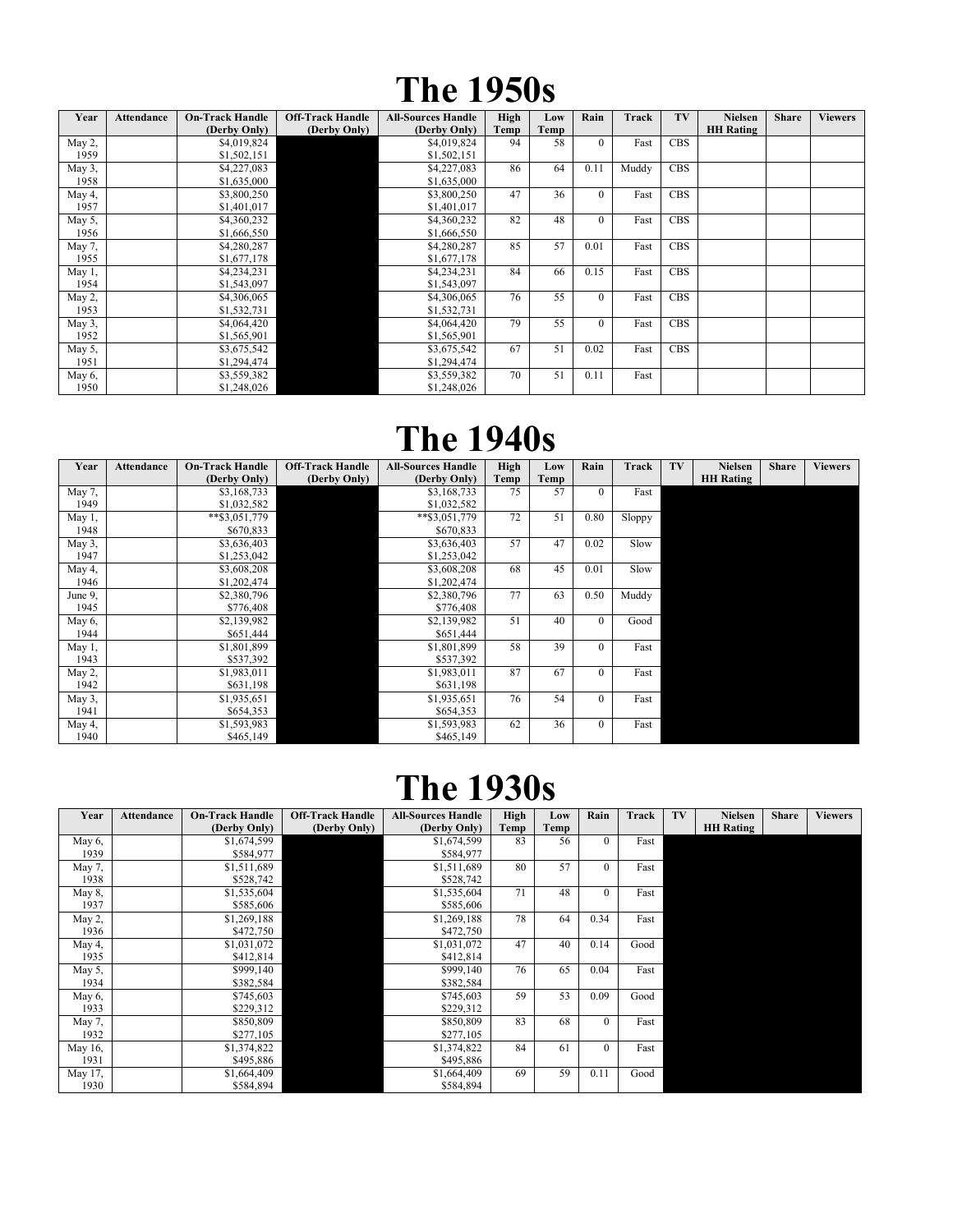# The 1950s

| Year | Attendance | On-Track Handle (Derby Only) | Off-Track Handle (Derby Only) | All-Sources Handle (Derby Only) | High Temp | Low Temp | Rain | Track | TV | Nielsen HH Rating | Share | Viewers |
|---|---|---|---|---|---|---|---|---|---|---|---|---|
| May 2, 1959 | | $4,019,824 $1,502,151 | | $4,019,824 $1,502,151 | 94 | 58 | 0 | Fast | CBS | | | |
| May 3, 1958 | | $4,227,083 $1,635,000 | | $4,227,083 $1,635,000 | 86 | 64 | 0.11 | Muddy | CBS | | | |
| May 4, 1957 | | $3,800,250 $1,401,017 | | $3,800,250 $1,401,017 | 47 | 36 | 0 | Fast | CBS | | | |
| May 5, 1956 | | $4,360,232 $1,666,550 | | $4,360,232 $1,666,550 | 82 | 48 | 0 | Fast | CBS | | | |
| May 7, 1955 | | $4,280,287 $1,677,178 | | $4,280,287 $1,677,178 | 85 | 57 | 0.01 | Fast | CBS | | | |
| May 1, 1954 | | $4,234,231 $1,543,097 | | $4,234,231 $1,543,097 | 84 | 66 | 0.15 | Fast | CBS | | | |
| May 2, 1953 | | $4,306,065 $1,532,731 | | $4,306,065 $1,532,731 | 76 | 55 | 0 | Fast | CBS | | | |
| May 3, 1952 | | $4,064,420 $1,565,901 | | $4,064,420 $1,565,901 | 79 | 55 | 0 | Fast | CBS | | | |
| May 5, 1951 | | $3,675,542 $1,294,474 | | $3,675,542 $1,294,474 | 67 | 51 | 0.02 | Fast | CBS | | | |
| May 6, 1950 | | $3,559,382 $1,248,026 | | $3,559,382 $1,248,026 | 70 | 51 | 0.11 | Fast | | | | |

# The 1940s

| Year | Attendance | On-Track Handle (Derby Only) | Off-Track Handle (Derby Only) | All-Sources Handle (Derby Only) | High Temp | Low Temp | Rain | Track | TV | Nielsen HH Rating | Share | Viewers |
|---|---|---|---|---|---|---|---|---|---|---|---|---|
| May 7, 1949 | | $3,168,733 $1,032,582 | | $3,168,733 $1,032,582 | 75 | 57 | 0 | Fast | | | | |
| May 1, 1948 | | **$3,051,779 $670,833 | | **$3,051,779 $670,833 | 72 | 51 | 0.80 | Sloppy | | | | |
| May 3, 1947 | | $3,636,403 $1,253,042 | | $3,636,403 $1,253,042 | 57 | 47 | 0.02 | Slow | | | | |
| May 4, 1946 | | $3,608,208 $1,202,474 | | $3,608,208 $1,202,474 | 68 | 45 | 0.01 | Slow | | | | |
| June 9, 1945 | | $2,380,796 $776,408 | | $2,380,796 $776,408 | 77 | 63 | 0.50 | Muddy | | | | |
| May 6, 1944 | | $2,139,982 $651,444 | | $2,139,982 $651,444 | 51 | 40 | 0 | Good | | | | |
| May 1, 1943 | | $1,801,899 $537,392 | | $1,801,899 $537,392 | 58 | 39 | 0 | Fast | | | | |
| May 2, 1942 | | $1,983,011 $631,198 | | $1,983,011 $631,198 | 87 | 67 | 0 | Fast | | | | |
| May 3, 1941 | | $1,935,651 $654,353 | | $1,935,651 $654,353 | 76 | 54 | 0 | Fast | | | | |
| May 4, 1940 | | $1,593,983 $465,149 | | $1,593,983 $465,149 | 62 | 36 | 0 | Fast | | | | |

# The 1930s

| Year | Attendance | On-Track Handle (Derby Only) | Off-Track Handle (Derby Only) | All-Sources Handle (Derby Only) | High Temp | Low Temp | Rain | Track | TV | Nielsen HH Rating | Share | Viewers |
|---|---|---|---|---|---|---|---|---|---|---|---|---|
| May 6, 1939 | | $1,674,599 $584,977 | | $1,674,599 $584,977 | 83 | 56 | 0 | Fast | | | | |
| May 7, 1938 | | $1,511,689 $528,742 | | $1,511,689 $528,742 | 80 | 57 | 0 | Fast | | | | |
| May 8, 1937 | | $1,535,604 $585,606 | | $1,535,604 $585,606 | 71 | 48 | 0 | Fast | | | | |
| May 2, 1936 | | $1,269,188 $472,750 | | $1,269,188 $472,750 | 78 | 64 | 0.34 | Fast | | | | |
| May 4, 1935 | | $1,031,072 $412,814 | | $1,031,072 $412,814 | 47 | 40 | 0.14 | Good | | | | |
| May 5, 1934 | | $999,140 $382,584 | | $999,140 $382,584 | 76 | 65 | 0.04 | Fast | | | | |
| May 6, 1933 | | $745,603 $229,312 | | $745,603 $229,312 | 59 | 53 | 0.09 | Good | | | | |
| May 7, 1932 | | $850,809 $277,105 | | $850,809 $277,105 | 83 | 68 | 0 | Fast | | | | |
| May 16, 1931 | | $1,374,822 $495,886 | | $1,374,822 $495,886 | 84 | 61 | 0 | Fast | | | | |
| May 17, 1930 | | $1,664,409 $584,894 | | $1,664,409 $584,894 | 69 | 59 | 0.11 | Good | | | | |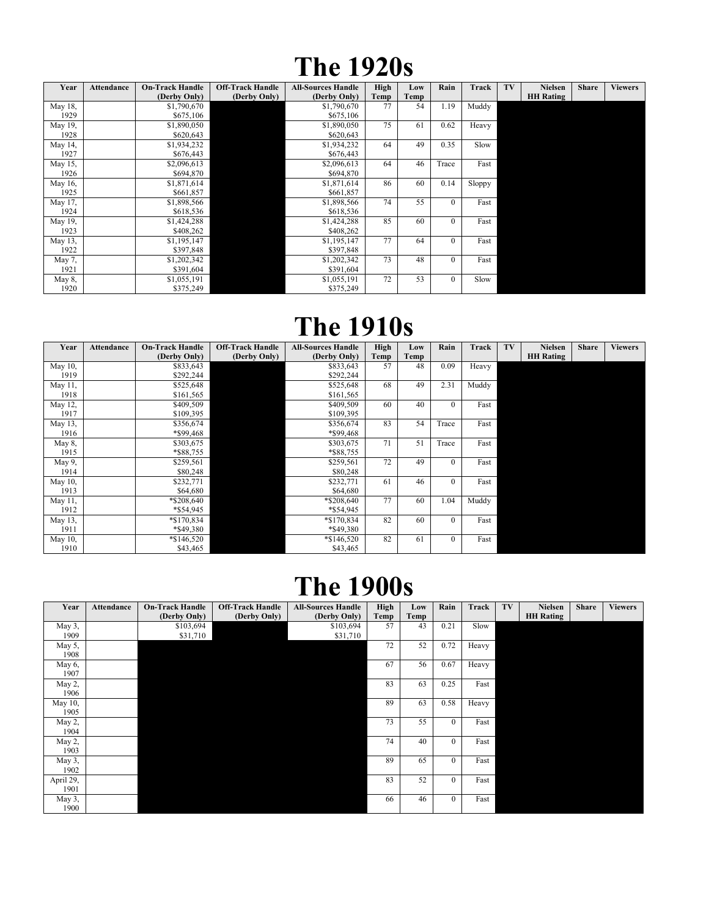# The 1920s

| Year | Attendance | On-Track Handle (Derby Only) | Off-Track Handle (Derby Only) | All-Sources Handle (Derby Only) | High Temp | Low Temp | Rain | Track | TV | Nielsen HH Rating | Share | Viewers |
|---|---|---|---|---|---|---|---|---|---|---|---|---|
| May 18, 1929 | | $1,790,670 $675,106 | | $1,790,670 $675,106 | 77 | 54 | 1.19 | Muddy | | | | |
| May 19, 1928 | | $1,890,050 $620,643 | | $1,890,050 $620,643 | 75 | 61 | 0.62 | Heavy | | | | |
| May 14, 1927 | | $1,934,232 $676,443 | | $1,934,232 $676,443 | 64 | 49 | 0.35 | Slow | | | | |
| May 15, 1926 | | $2,096,613 $694,870 | | $2,096,613 $694,870 | 64 | 46 | Trace | Fast | | | | |
| May 16, 1925 | | $1,871,614 $661,857 | | $1,871,614 $661,857 | 86 | 60 | 0.14 | Sloppy | | | | |
| May 17, 1924 | | $1,898,566 $618,536 | | $1,898,566 $618,536 | 74 | 55 | 0 | Fast | | | | |
| May 19, 1923 | | $1,424,288 $408,262 | | $1,424,288 $408,262 | 85 | 60 | 0 | Fast | | | | |
| May 13, 1922 | | $1,195,147 $397,848 | | $1,195,147 $397,848 | 77 | 64 | 0 | Fast | | | | |
| May 7, 1921 | | $1,202,342 $391,604 | | $1,202,342 $391,604 | 73 | 48 | 0 | Fast | | | | |
| May 8, 1920 | | $1,055,191 $375,249 | | $1,055,191 $375,249 | 72 | 53 | 0 | Slow | | | | |

# The 1910s

| Year | Attendance | On-Track Handle (Derby Only) | Off-Track Handle (Derby Only) | All-Sources Handle (Derby Only) | High Temp | Low Temp | Rain | Track | TV | Nielsen HH Rating | Share | Viewers |
|---|---|---|---|---|---|---|---|---|---|---|---|---|
| May 10, 1919 | | $833,643 $292,244 | | $833,643 $292,244 | 57 | 48 | 0.09 | Heavy | | | | |
| May 11, 1918 | | $525,648 $161,565 | | $525,648 $161,565 | 68 | 49 | 2.31 | Muddy | | | | |
| May 12, 1917 | | $409,509 $109,395 | | $409,509 $109,395 | 60 | 40 | 0 | Fast | | | | |
| May 13, 1916 | | $356,674 *$99,468 | | $356,674 *$99,468 | 83 | 54 | Trace | Fast | | | | |
| May 8, 1915 | | $303,675 *$88,755 | | $303,675 *$88,755 | 71 | 51 | Trace | Fast | | | | |
| May 9, 1914 | | $259,561 $80,248 | | $259,561 $80,248 | 72 | 49 | 0 | Fast | | | | |
| May 10, 1913 | | $232,771 $64,680 | | $232,771 $64,680 | 61 | 46 | 0 | Fast | | | | |
| May 11, 1912 | | *$208,640 *$54,945 | | *$208,640 *$54,945 | 77 | 60 | 1.04 | Muddy | | | | |
| May 13, 1911 | | *$170,834 *$49,380 | | *$170,834 *$49,380 | 82 | 60 | 0 | Fast | | | | |
| May 10, 1910 | | *$146,520 $43,465 | | *$146,520 $43,465 | 82 | 61 | 0 | Fast | | | | |

# The 1900s

| Year | Attendance | On-Track Handle (Derby Only) | Off-Track Handle (Derby Only) | All-Sources Handle (Derby Only) | High Temp | Low Temp | Rain | Track | TV | Nielsen HH Rating | Share | Viewers |
|---|---|---|---|---|---|---|---|---|---|---|---|---|
| May 3, 1909 | | $103,694 $31,710 | | $103,694 $31,710 | 57 | 43 | 0.21 | Slow | | | | |
| May 5, 1908 | | | | | 72 | 52 | 0.72 | Heavy | | | | |
| May 6, 1907 | | | | | 67 | 56 | 0.67 | Heavy | | | | |
| May 2, 1906 | | | | | 83 | 63 | 0.25 | Fast | | | | |
| May 10, 1905 | | | | | 89 | 63 | 0.58 | Heavy | | | | |
| May 2, 1904 | | | | | 73 | 55 | 0 | Fast | | | | |
| May 2, 1903 | | | | | 74 | 40 | 0 | Fast | | | | |
| May 3, 1902 | | | | | 89 | 65 | 0 | Fast | | | | |
| April 29, 1901 | | | | | 83 | 52 | 0 | Fast | | | | |
| May 3, 1900 | | | | | 66 | 46 | 0 | Fast | | | | |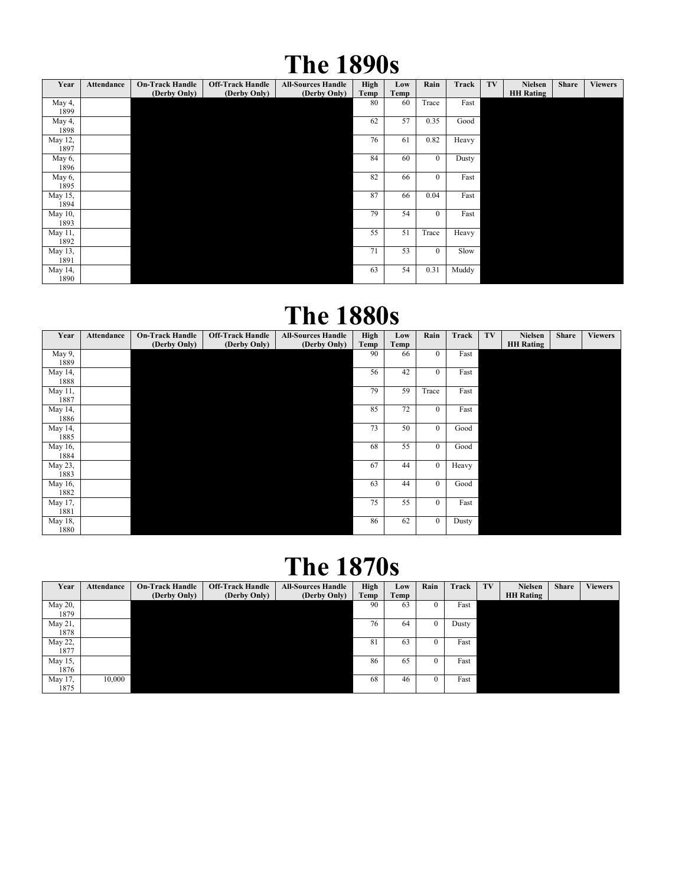# The 1890s

| Year | Attendance | On-Track Handle (Derby Only) | Off-Track Handle (Derby Only) | All-Sources Handle (Derby Only) | High Temp | Low Temp | Rain | Track | TV | Nielsen HH Rating | Share | Viewers |
|---|---|---|---|---|---|---|---|---|---|---|---|---|
| May 4, 1899 | | | | | 80 | 60 | Trace | Fast | | | | |
| May 4, 1898 | | | | | 62 | 57 | 0.35 | Good | | | | |
| May 12, 1897 | | | | | 76 | 61 | 0.82 | Heavy | | | | |
| May 6, 1896 | | | | | 84 | 60 | 0 | Dusty | | | | |
| May 6, 1895 | | | | | 82 | 66 | 0 | Fast | | | | |
| May 15, 1894 | | | | | 87 | 66 | 0.04 | Fast | | | | |
| May 10, 1893 | | | | | 79 | 54 | 0 | Fast | | | | |
| May 11, 1892 | | | | | 55 | 51 | Trace | Heavy | | | | |
| May 13, 1891 | | | | | 71 | 53 | 0 | Slow | | | | |
| May 14, 1890 | | | | | 63 | 54 | 0.31 | Muddy | | | | |

# The 1880s

| Year | Attendance | On-Track Handle (Derby Only) | Off-Track Handle (Derby Only) | All-Sources Handle (Derby Only) | High Temp | Low Temp | Rain | Track | TV | Nielsen HH Rating | Share | Viewers |
|---|---|---|---|---|---|---|---|---|---|---|---|---|
| May 9, 1889 | | | | | 90 | 66 | 0 | Fast | | | | |
| May 14, 1888 | | | | | 56 | 42 | 0 | Fast | | | | |
| May 11, 1887 | | | | | 79 | 59 | Trace | Fast | | | | |
| May 14, 1886 | | | | | 85 | 72 | 0 | Fast | | | | |
| May 14, 1885 | | | | | 73 | 50 | 0 | Good | | | | |
| May 16, 1884 | | | | | 68 | 55 | 0 | Good | | | | |
| May 23, 1883 | | | | | 67 | 44 | 0 | Heavy | | | | |
| May 16, 1882 | | | | | 63 | 44 | 0 | Good | | | | |
| May 17, 1881 | | | | | 75 | 55 | 0 | Fast | | | | |
| May 18, 1880 | | | | | 86 | 62 | 0 | Dusty | | | | |

# The 1870s

| Year | Attendance | On-Track Handle (Derby Only) | Off-Track Handle (Derby Only) | All-Sources Handle (Derby Only) | High Temp | Low Temp | Rain | Track | TV | Nielsen HH Rating | Share | Viewers |
|---|---|---|---|---|---|---|---|---|---|---|---|---|
| May 20, 1879 | | | | | 90 | 63 | 0 | Fast | | | | |
| May 21, 1878 | | | | | 76 | 64 | 0 | Dusty | | | | |
| May 22, 1877 | | | | | 81 | 63 | 0 | Fast | | | | |
| May 15, 1876 | | | | | 86 | 65 | 0 | Fast | | | | |
| May 17, 1875 | 10,000 | | | | 68 | 46 | 0 | Fast | | | | |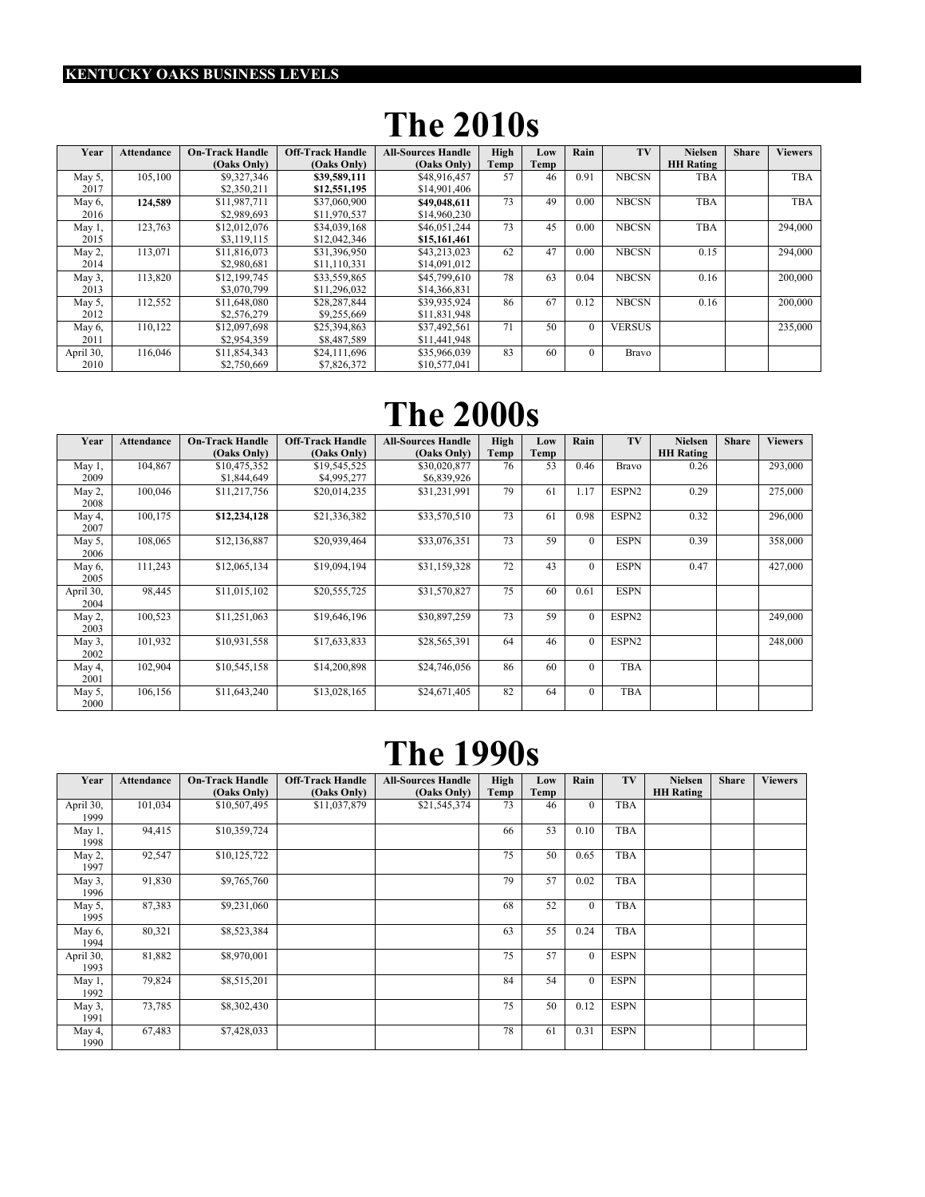## KENTUCKY OAKS BUSINESS LEVELS

# The 2010s

| Year | Attendance | On-Track Handle (Oaks Only) | Off-Track Handle (Oaks Only) | All-Sources Handle (Oaks Only) | High Temp | Low Temp | Rain | TV | Nielsen HH Rating | Share | Viewers |
|---|---|---|---|---|---|---|---|---|---|---|---|
| May 5, 2017 | 105,100 | $9,327,346<br>$2,350,211 | **$39,589,111**<br>**$12,551,195** | $48,916,457<br>$14,901,406 | 57 | 46 | 0.91 | NBCSN | TBA | | TBA |
| May 6, 2016 | **124,589** | $11,987,711<br>$2,989,693 | $37,060,900<br>$11,970,537 | **$49,048,611**<br>$14,960,230 | 73 | 49 | 0.00 | NBCSN | TBA | | TBA |
| May 1, 2015 | 123,763 | $12,012,076<br>$3,119,115 | $34,039,168<br>$12,042,346 | $46,051,244<br>**$15,161,461** | 73 | 45 | 0.00 | NBCSN | TBA | | 294,000 |
| May 2, 2014 | 113,071 | $11,816,073<br>$2,980,681 | $31,396,950<br>$11,110,331 | $43,213,023<br>$14,091,012 | 62 | 47 | 0.00 | NBCSN | 0.15 | | 294,000 |
| May 3, 2013 | 113,820 | $12,199,745<br>$3,070,799 | $33,559,865<br>$11,296,032 | $45,799,610<br>$14,366,831 | 78 | 63 | 0.04 | NBCSN | 0.16 | | 200,000 |
| May 5, 2012 | 112,552 | $11,648,080<br>$2,576,279 | $28,287,844<br>$9,255,669 | $39,935,924<br>$11,831,948 | 86 | 67 | 0.12 | NBCSN | 0.16 | | 200,000 |
| May 6, 2011 | 110,122 | $12,097,698<br>$2,954,359 | $25,394,863<br>$8,487,589 | $37,492,561<br>$11,441,948 | 71 | 50 | 0 | VERSUS | | | 235,000 |
| April 30, 2010 | 116,046 | $11,854,343<br>$2,750,669 | $24,111,696<br>$7,826,372 | $35,966,039<br>$10,577,041 | 83 | 60 | 0 | Bravo | | | |

# The 2000s

| Year | Attendance | On-Track Handle (Oaks Only) | Off-Track Handle (Oaks Only) | All-Sources Handle (Oaks Only) | High Temp | Low Temp | Rain | TV | Nielsen HH Rating | Share | Viewers |
|---|---|---|---|---|---|---|---|---|---|---|---|
| May 1, 2009 | 104,867 | $10,475,352<br>$1,844,649 | $19,545,525<br>$4,995,277 | $30,020,877<br>$6,839,926 | 76 | 53 | 0.46 | Bravo | 0.26 | | 293,000 |
| May 2, 2008 | 100,046 | $11,217,756 | $20,014,235 | $31,231,991 | 79 | 61 | 1.17 | ESPN2 | 0.29 | | 275,000 |
| May 4, 2007 | 100,175 | **$12,234,128** | $21,336,382 | $33,570,510 | 73 | 61 | 0.98 | ESPN2 | 0.32 | | 296,000 |
| May 5, 2006 | 108,065 | $12,136,887 | $20,939,464 | $33,076,351 | 73 | 59 | 0 | ESPN | 0.39 | | 358,000 |
| May 6, 2005 | 111,243 | $12,065,134 | $19,094,194 | $31,159,328 | 72 | 43 | 0 | ESPN | 0.47 | | 427,000 |
| April 30, 2004 | 98,445 | $11,015,102 | $20,555,725 | $31,570,827 | 75 | 60 | 0.61 | ESPN | | | |
| May 2, 2003 | 100,523 | $11,251,063 | $19,646,196 | $30,897,259 | 73 | 59 | 0 | ESPN2 | | | 249,000 |
| May 3, 2002 | 101,932 | $10,931,558 | $17,633,833 | $28,565,391 | 64 | 46 | 0 | ESPN2 | | | 248,000 |
| May 4, 2001 | 102,904 | $10,545,158 | $14,200,898 | $24,746,056 | 86 | 60 | 0 | TBA | | | |
| May 5, 2000 | 106,156 | $11,643,240 | $13,028,165 | $24,671,405 | 82 | 64 | 0 | TBA | | | |

# The 1990s

| Year | Attendance | On-Track Handle (Oaks Only) | Off-Track Handle (Oaks Only) | All-Sources Handle (Oaks Only) | High Temp | Low Temp | Rain | TV | Nielsen HH Rating | Share | Viewers |
|---|---|---|---|---|---|---|---|---|---|---|---|
| April 30, 1999 | 101,034 | $10,507,495 | $11,037,879 | $21,545,374 | 73 | 46 | 0 | TBA | | | |
| May 1, 1998 | 94,415 | $10,359,724 | | | 66 | 53 | 0.10 | TBA | | | |
| May 2, 1997 | 92,547 | $10,125,722 | | | 75 | 50 | 0.65 | TBA | | | |
| May 3, 1996 | 91,830 | $9,765,760 | | | 79 | 57 | 0.02 | TBA | | | |
| May 5, 1995 | 87,383 | $9,231,060 | | | 68 | 52 | 0 | TBA | | | |
| May 6, 1994 | 80,321 | $8,523,384 | | | 63 | 55 | 0.24 | TBA | | | |
| April 30, 1993 | 81,882 | $8,970,001 | | | 75 | 57 | 0 | ESPN | | | |
| May 1, 1992 | 79,824 | $8,515,201 | | | 84 | 54 | 0 | ESPN | | | |
| May 3, 1991 | 73,785 | $8,302,430 | | | 75 | 50 | 0.12 | ESPN | | | |
| May 4, 1990 | 67,483 | $7,428,033 | | | 78 | 61 | 0.31 | ESPN | | | |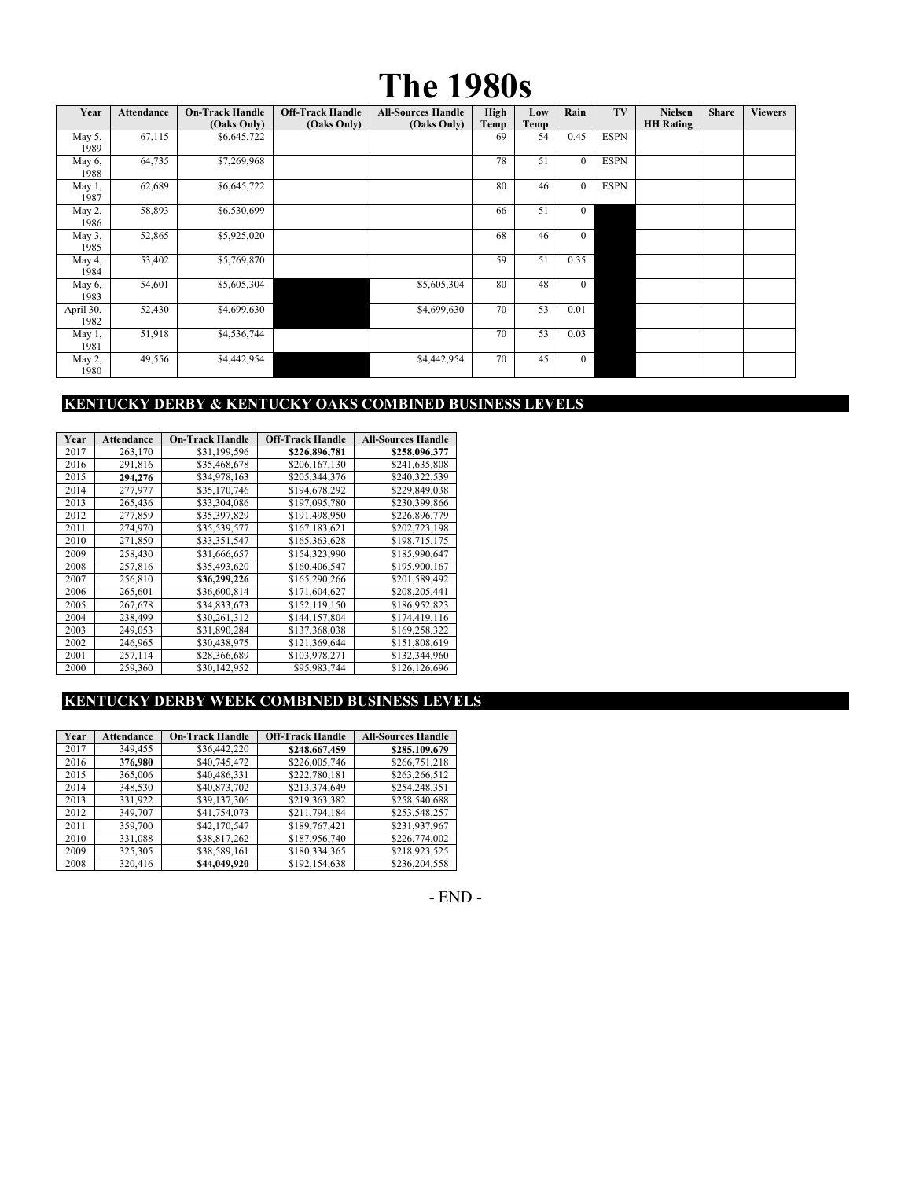# The 1980s

| Year | Attendance | On-Track Handle (Oaks Only) | Off-Track Handle (Oaks Only) | All-Sources Handle (Oaks Only) | High Temp | Low Temp | Rain | TV | Nielsen HH Rating | Share | Viewers |
|---|---|---|---|---|---|---|---|---|---|---|---|
| May 5, 1989 | 67,115 | $6,645,722 | | | 69 | 54 | 0.45 | ESPN | | | |
| May 6, 1988 | 64,735 | $7,269,968 | | | 78 | 51 | 0 | ESPN | | | |
| May 1, 1987 | 62,689 | $6,645,722 | | | 80 | 46 | 0 | ESPN | | | |
| May 2, 1986 | 58,893 | $6,530,699 | | | 66 | 51 | 0 | | | | |
| May 3, 1985 | 52,865 | $5,925,020 | | | 68 | 46 | 0 | | | | |
| May 4, 1984 | 53,402 | $5,769,870 | | | 59 | 51 | 0.35 | | | | |
| May 6, 1983 | 54,601 | $5,605,304 | | $5,605,304 | 80 | 48 | 0 | | | | |
| April 30, 1982 | 52,430 | $4,699,630 | | $4,699,630 | 70 | 53 | 0.01 | | | | |
| May 1, 1981 | 51,918 | $4,536,744 | | | 70 | 53 | 0.03 | | | | |
| May 2, 1980 | 49,556 | $4,442,954 | | $4,442,954 | 70 | 45 | 0 | | | | |

## KENTUCKY DERBY & KENTUCKY OAKS COMBINED BUSINESS LEVELS

| Year | Attendance | On-Track Handle | Off-Track Handle | All-Sources Handle |
|---|---|---|---|---|
| 2017 | 263,170 | $31,199,596 | **$226,896,781** | **$258,096,377** |
| 2016 | 291,816 | $35,468,678 | $206,167,130 | $241,635,808 |
| 2015 | **294,276** | $34,978,163 | $205,344,376 | $240,322,539 |
| 2014 | 277,977 | $35,170,746 | $194,678,292 | $229,849,038 |
| 2013 | 265,436 | $33,304,086 | $197,095,780 | $230,399,866 |
| 2012 | 277,859 | $35,397,829 | $191,498,950 | $226,896,779 |
| 2011 | 274,970 | $35,539,577 | $167,183,621 | $202,723,198 |
| 2010 | 271,850 | $33,351,547 | $165,363,628 | $198,715,175 |
| 2009 | 258,430 | $31,666,657 | $154,323,990 | $185,990,647 |
| 2008 | 257,816 | $35,493,620 | $160,406,547 | $195,900,167 |
| 2007 | 256,810 | **$36,299,226** | $165,290,266 | $201,589,492 |
| 2006 | 265,601 | $36,600,814 | $171,604,627 | $208,205,441 |
| 2005 | 267,678 | $34,833,673 | $152,119,150 | $186,952,823 |
| 2004 | 238,499 | $30,261,312 | $144,157,804 | $174,419,116 |
| 2003 | 249,053 | $31,890,284 | $137,368,038 | $169,258,322 |
| 2002 | 246,965 | $30,438,975 | $121,369,644 | $151,808,619 |
| 2001 | 257,114 | $28,366,689 | $103,978,271 | $132,344,960 |
| 2000 | 259,360 | $30,142,952 | $95,983,744 | $126,126,696 |

## KENTUCKY DERBY WEEK COMBINED BUSINESS LEVELS

| Year | Attendance | On-Track Handle | Off-Track Handle | All-Sources Handle |
|---|---|---|---|---|
| 2017 | 349,455 | $36,442,220 | **$248,667,459** | **$285,109,679** |
| 2016 | **376,980** | $40,745,472 | $226,005,746 | $266,751,218 |
| 2015 | 365,006 | $40,486,331 | $222,780,181 | $263,266,512 |
| 2014 | 348,530 | $40,873,702 | $213,374,649 | $254,248,351 |
| 2013 | 331,922 | $39,137,306 | $219,363,382 | $258,540,688 |
| 2012 | 349,707 | $41,754,073 | $211,794,184 | $253,548,257 |
| 2011 | 359,700 | $42,170,547 | $189,767,421 | $231,937,967 |
| 2010 | 331,088 | $38,817,262 | $187,956,740 | $226,774,002 |
| 2009 | 325,305 | $38,589,161 | $180,334,365 | $218,923,525 |
| 2008 | 320,416 | **$44,049,920** | $192,154,638 | $236,204,558 |

- END -